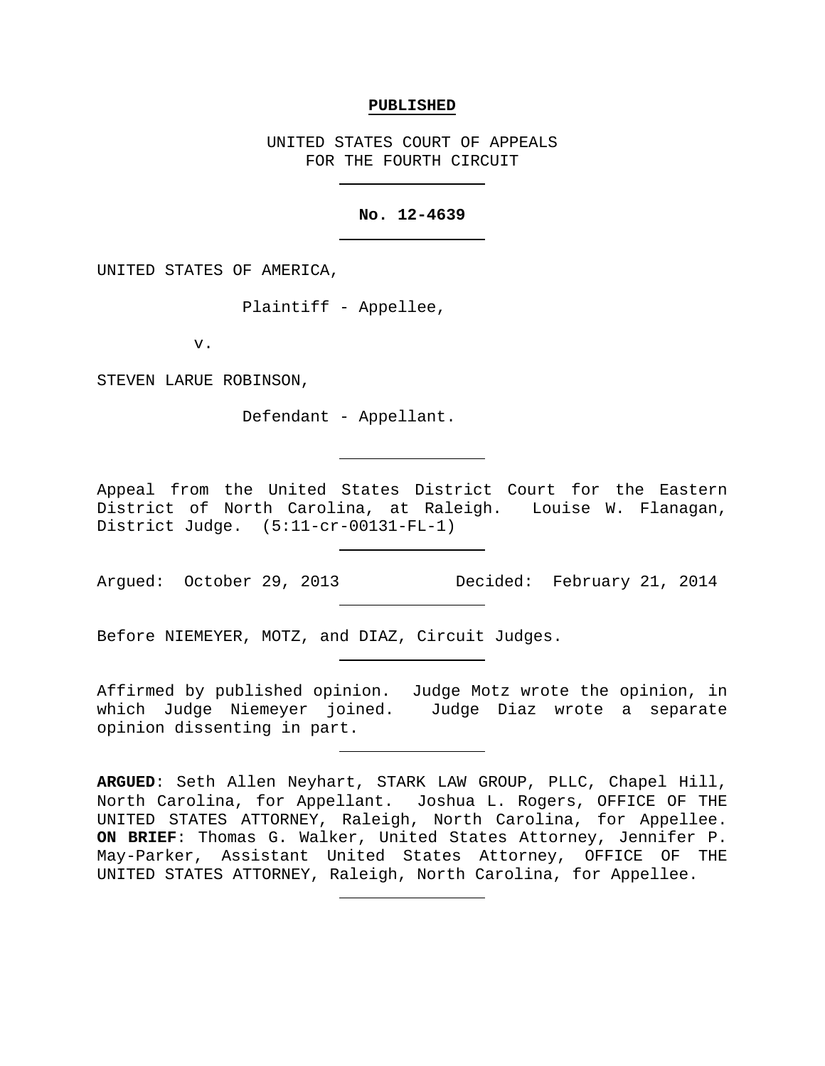**PUBLISHED**

UNITED STATES COURT OF APPEALS
FOR THE FOURTH CIRCUIT

---

**No. 12-4639**

---

UNITED STATES OF AMERICA,

Plaintiff - Appellee,

v.

STEVEN LARUE ROBINSON,

Defendant - Appellant.

---

Appeal from the United States District Court for the Eastern District of North Carolina, at Raleigh. Louise W. Flanagan, District Judge. (5:11-cr-00131-FL-1)

---

Argued: October 29, 2013 Decided: February 21, 2014

---

Before NIEMEYER, MOTZ, and DIAZ, Circuit Judges.

---

Affirmed by published opinion. Judge Motz wrote the opinion, in which Judge Niemeyer joined. Judge Diaz wrote a separate opinion dissenting in part.

---

**ARGUED**: Seth Allen Neyhart, STARK LAW GROUP, PLLC, Chapel Hill, North Carolina, for Appellant. Joshua L. Rogers, OFFICE OF THE UNITED STATES ATTORNEY, Raleigh, North Carolina, for Appellee. **ON BRIEF**: Thomas G. Walker, United States Attorney, Jennifer P. May-Parker, Assistant United States Attorney, OFFICE OF THE UNITED STATES ATTORNEY, Raleigh, North Carolina, for Appellee.

---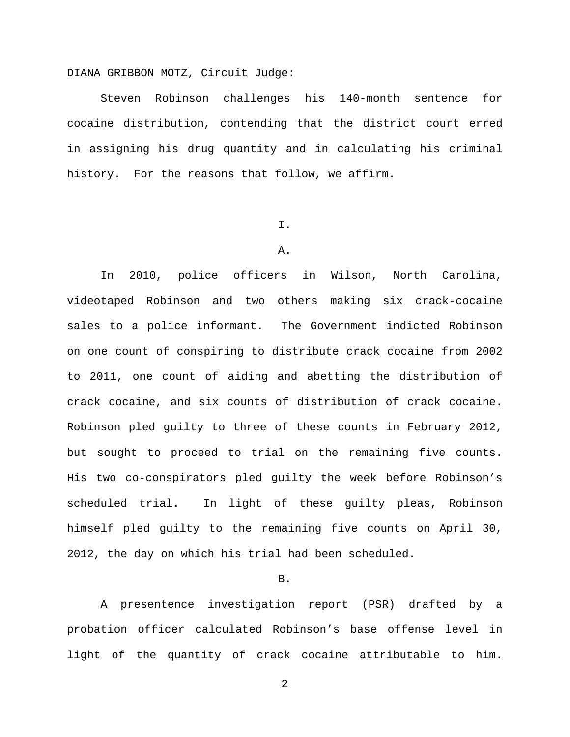DIANA GRIBBON MOTZ, Circuit Judge:

Steven Robinson challenges his 140-month sentence for cocaine distribution, contending that the district court erred in assigning his drug quantity and in calculating his criminal history. For the reasons that follow, we affirm.

I.

A.

In 2010, police officers in Wilson, North Carolina, videotaped Robinson and two others making six crack-cocaine sales to a police informant. The Government indicted Robinson on one count of conspiring to distribute crack cocaine from 2002 to 2011, one count of aiding and abetting the distribution of crack cocaine, and six counts of distribution of crack cocaine. Robinson pled guilty to three of these counts in February 2012, but sought to proceed to trial on the remaining five counts. His two co-conspirators pled guilty the week before Robinson's scheduled trial. In light of these guilty pleas, Robinson himself pled guilty to the remaining five counts on April 30, 2012, the day on which his trial had been scheduled.

B.

A presentence investigation report (PSR) drafted by a probation officer calculated Robinson's base offense level in light of the quantity of crack cocaine attributable to him.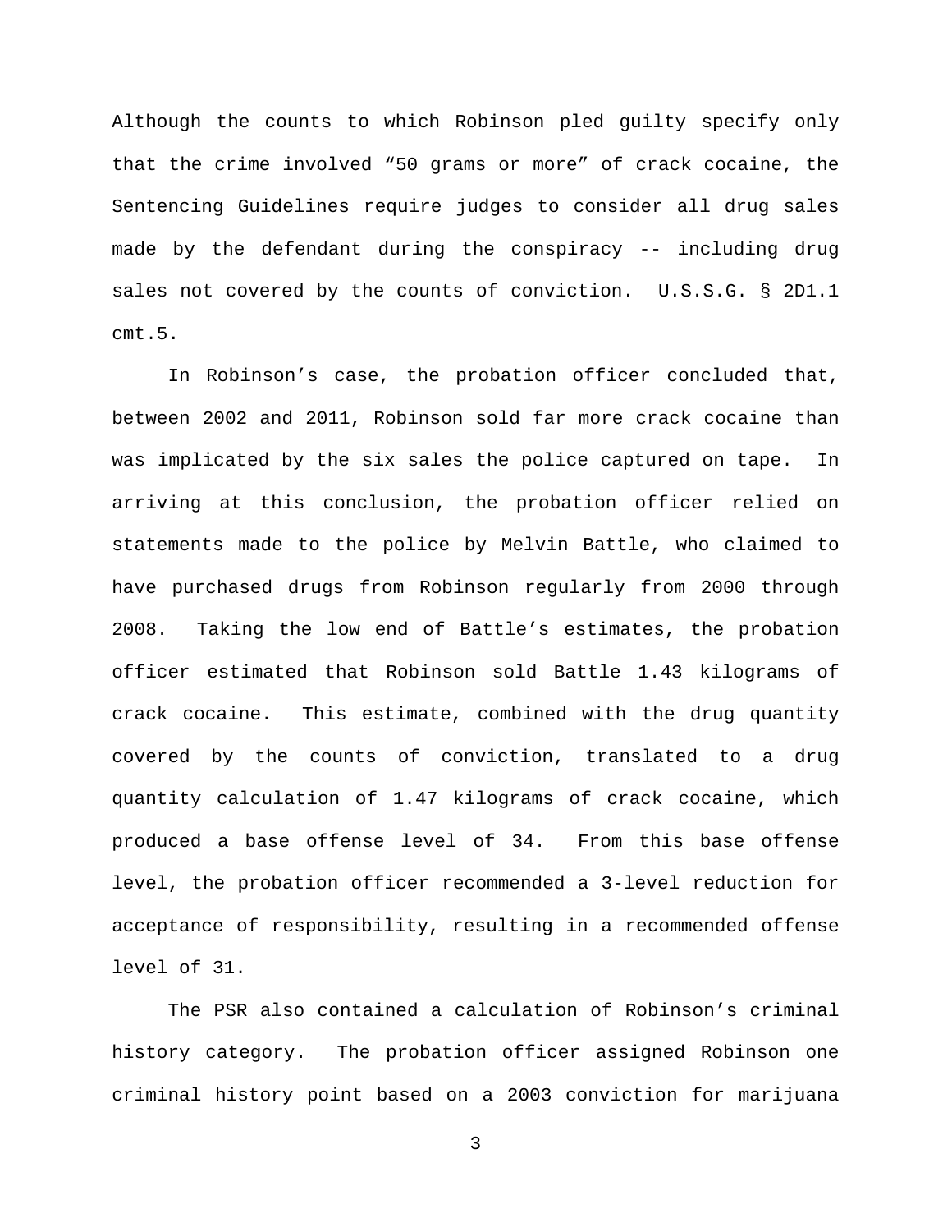Although the counts to which Robinson pled guilty specify only that the crime involved “50 grams or more” of crack cocaine, the Sentencing Guidelines require judges to consider all drug sales made by the defendant during the conspiracy -- including drug sales not covered by the counts of conviction. U.S.S.G. § 2D1.1 cmt.5.

In Robinson’s case, the probation officer concluded that, between 2002 and 2011, Robinson sold far more crack cocaine than was implicated by the six sales the police captured on tape. In arriving at this conclusion, the probation officer relied on statements made to the police by Melvin Battle, who claimed to have purchased drugs from Robinson regularly from 2000 through 2008. Taking the low end of Battle’s estimates, the probation officer estimated that Robinson sold Battle 1.43 kilograms of crack cocaine. This estimate, combined with the drug quantity covered by the counts of conviction, translated to a drug quantity calculation of 1.47 kilograms of crack cocaine, which produced a base offense level of 34. From this base offense level, the probation officer recommended a 3-level reduction for acceptance of responsibility, resulting in a recommended offense level of 31.

The PSR also contained a calculation of Robinson’s criminal history category. The probation officer assigned Robinson one criminal history point based on a 2003 conviction for marijuana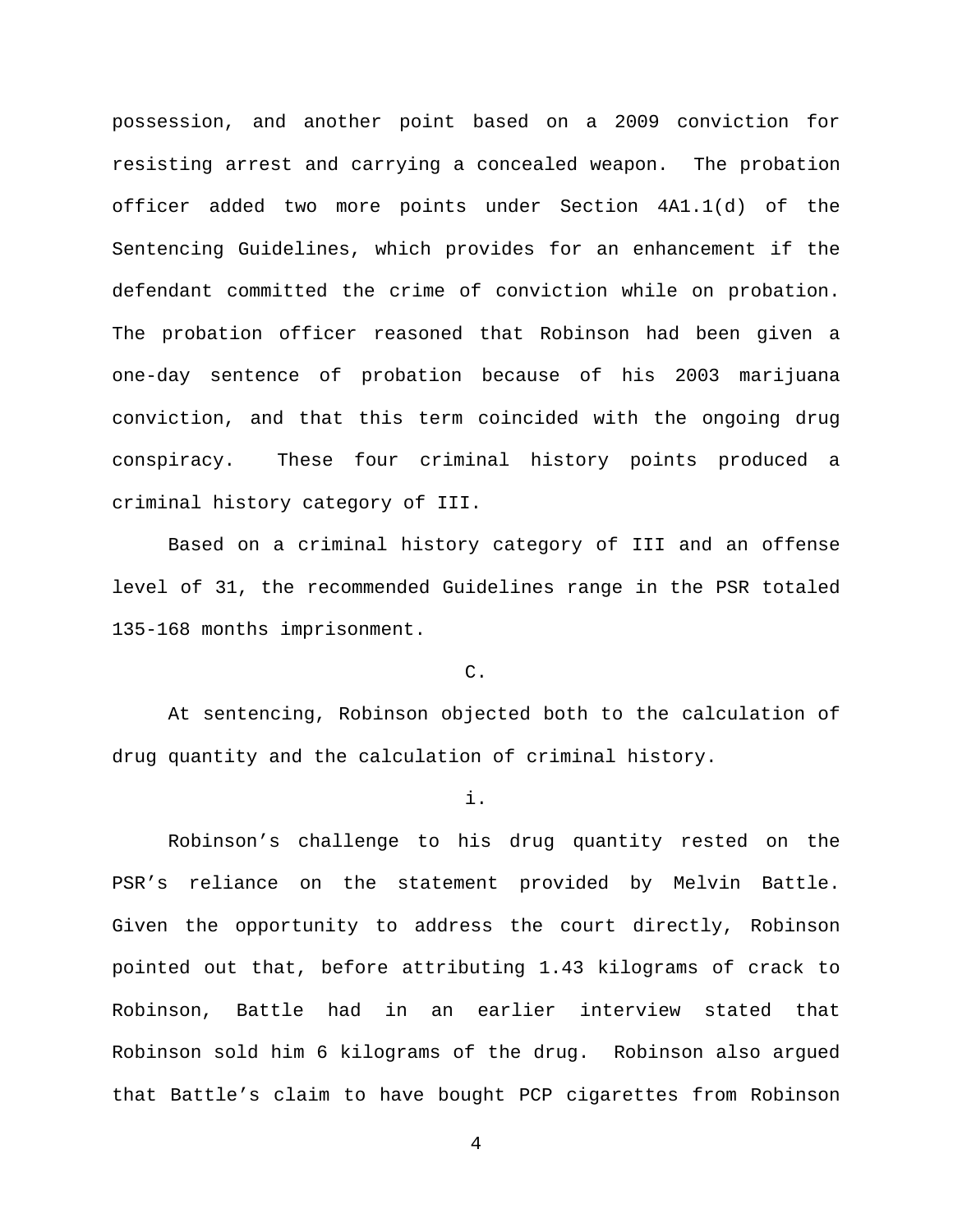possession, and another point based on a 2009 conviction for resisting arrest and carrying a concealed weapon. The probation officer added two more points under Section 4A1.1(d) of the Sentencing Guidelines, which provides for an enhancement if the defendant committed the crime of conviction while on probation. The probation officer reasoned that Robinson had been given a one-day sentence of probation because of his 2003 marijuana conviction, and that this term coincided with the ongoing drug conspiracy. These four criminal history points produced a criminal history category of III.

Based on a criminal history category of III and an offense level of 31, the recommended Guidelines range in the PSR totaled 135-168 months imprisonment.

C.

At sentencing, Robinson objected both to the calculation of drug quantity and the calculation of criminal history.

i.

Robinson's challenge to his drug quantity rested on the PSR's reliance on the statement provided by Melvin Battle. Given the opportunity to address the court directly, Robinson pointed out that, before attributing 1.43 kilograms of crack to Robinson, Battle had in an earlier interview stated that Robinson sold him 6 kilograms of the drug. Robinson also argued that Battle's claim to have bought PCP cigarettes from Robinson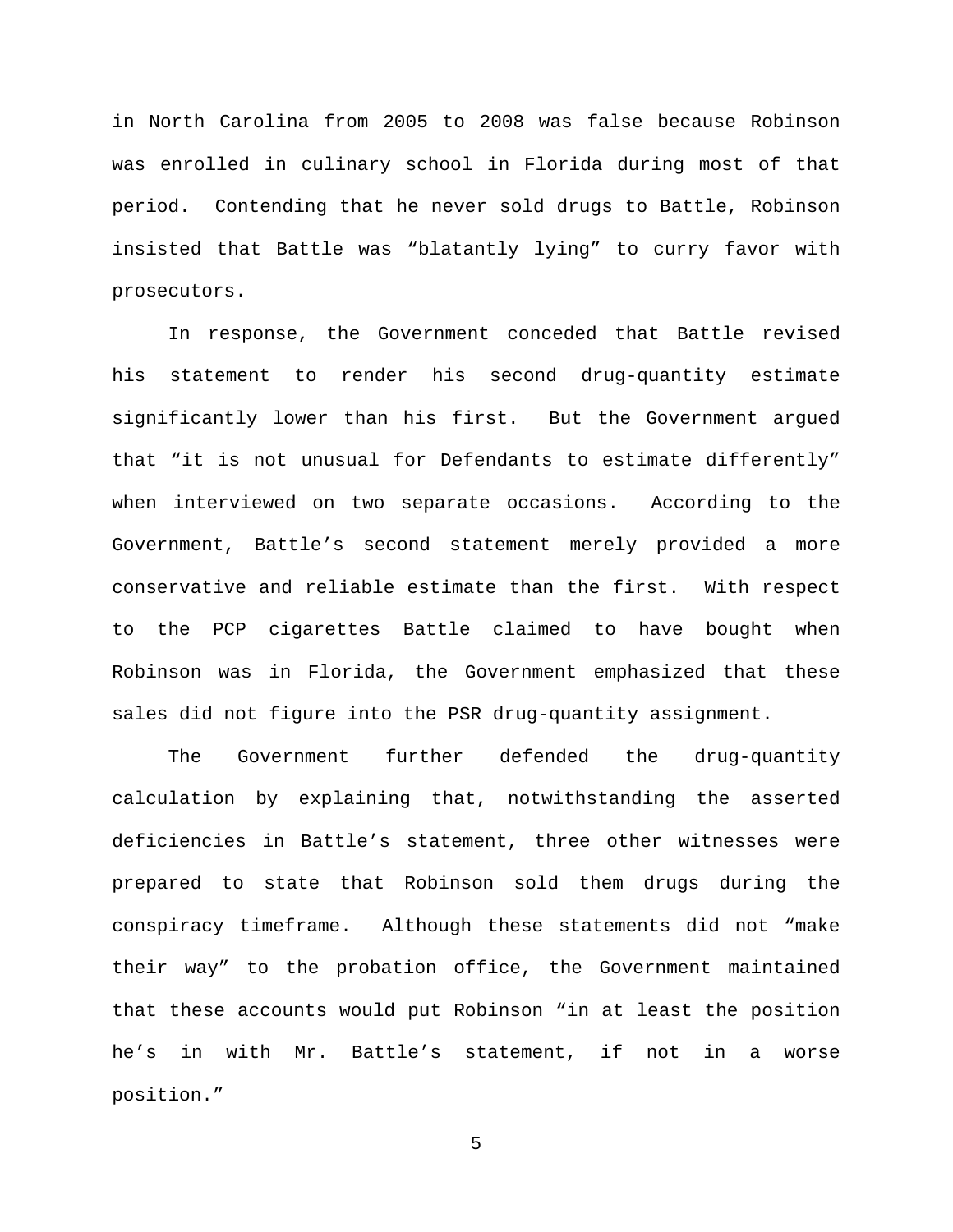in North Carolina from 2005 to 2008 was false because Robinson was enrolled in culinary school in Florida during most of that period. Contending that he never sold drugs to Battle, Robinson insisted that Battle was "blatantly lying" to curry favor with prosecutors.

In response, the Government conceded that Battle revised his statement to render his second drug-quantity estimate significantly lower than his first. But the Government argued that "it is not unusual for Defendants to estimate differently" when interviewed on two separate occasions. According to the Government, Battle's second statement merely provided a more conservative and reliable estimate than the first. With respect to the PCP cigarettes Battle claimed to have bought when Robinson was in Florida, the Government emphasized that these sales did not figure into the PSR drug-quantity assignment.

The Government further defended the drug-quantity calculation by explaining that, notwithstanding the asserted deficiencies in Battle's statement, three other witnesses were prepared to state that Robinson sold them drugs during the conspiracy timeframe. Although these statements did not "make their way" to the probation office, the Government maintained that these accounts would put Robinson "in at least the position he's in with Mr. Battle's statement, if not in a worse position."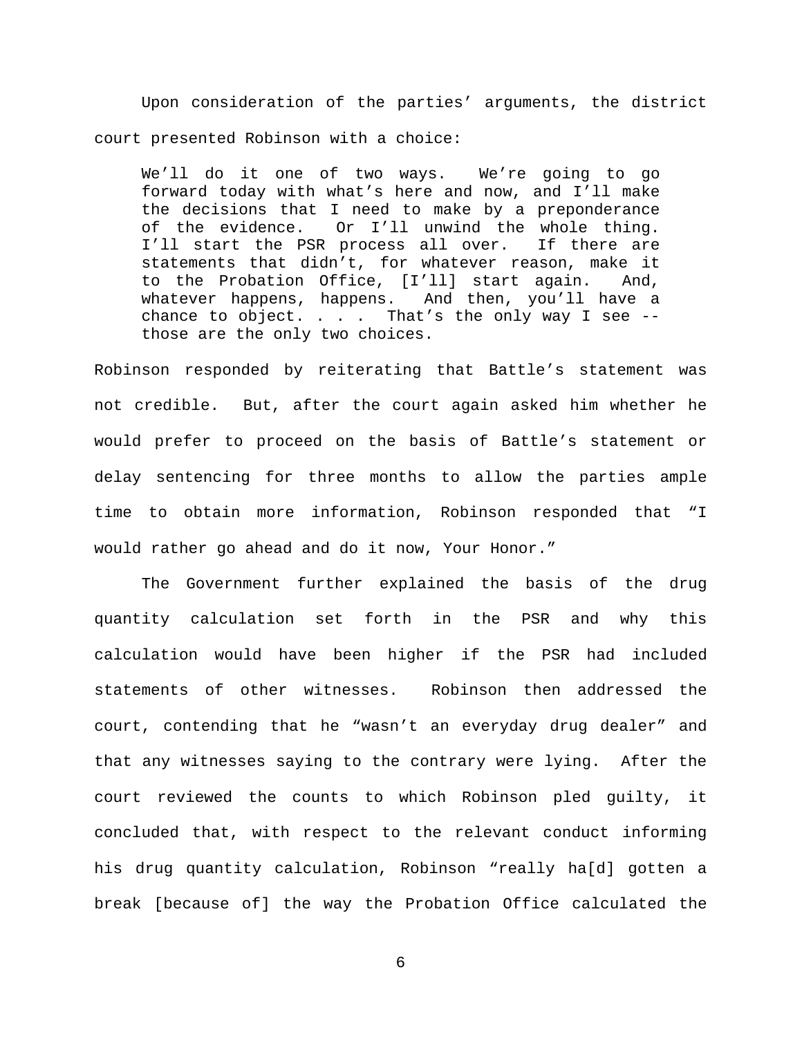Upon consideration of the parties' arguments, the district court presented Robinson with a choice:

> We'll do it one of two ways. We're going to go forward today with what's here and now, and I'll make the decisions that I need to make by a preponderance of the evidence. Or I'll unwind the whole thing. I'll start the PSR process all over. If there are statements that didn't, for whatever reason, make it to the Probation Office, [I'll] start again. And, whatever happens, happens. And then, you'll have a chance to object. . . . That's the only way I see -- those are the only two choices.

Robinson responded by reiterating that Battle's statement was not credible. But, after the court again asked him whether he would prefer to proceed on the basis of Battle's statement or delay sentencing for three months to allow the parties ample time to obtain more information, Robinson responded that "I would rather go ahead and do it now, Your Honor."

The Government further explained the basis of the drug quantity calculation set forth in the PSR and why this calculation would have been higher if the PSR had included statements of other witnesses. Robinson then addressed the court, contending that he "wasn't an everyday drug dealer" and that any witnesses saying to the contrary were lying. After the court reviewed the counts to which Robinson pled guilty, it concluded that, with respect to the relevant conduct informing his drug quantity calculation, Robinson "really ha[d] gotten a break [because of] the way the Probation Office calculated the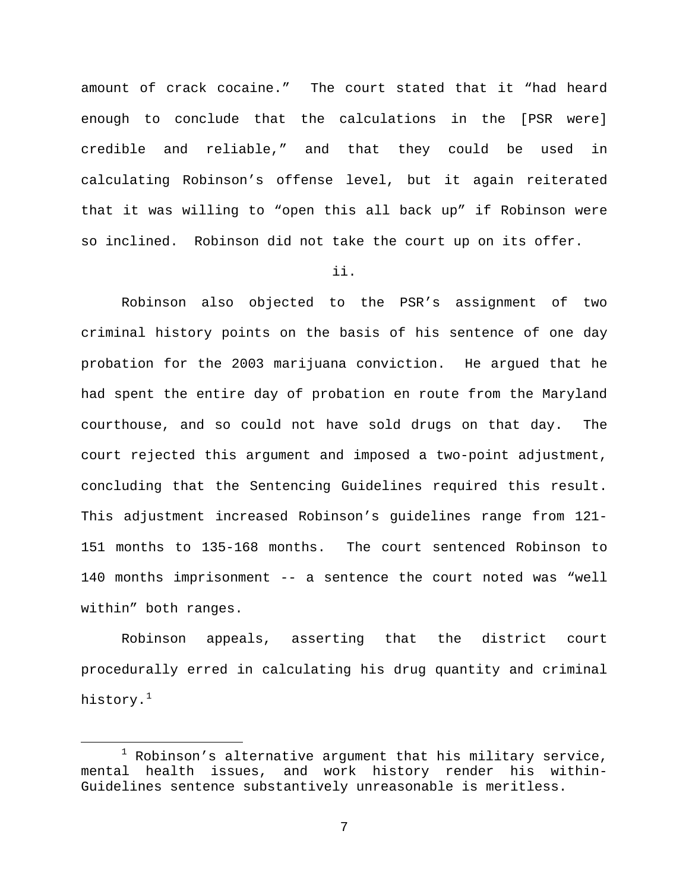amount of crack cocaine." The court stated that it "had heard enough to conclude that the calculations in the [PSR were] credible and reliable," and that they could be used in calculating Robinson's offense level, but it again reiterated that it was willing to "open this all back up" if Robinson were so inclined. Robinson did not take the court up on its offer.

ii.

Robinson also objected to the PSR's assignment of two criminal history points on the basis of his sentence of one day probation for the 2003 marijuana conviction. He argued that he had spent the entire day of probation en route from the Maryland courthouse, and so could not have sold drugs on that day. The court rejected this argument and imposed a two-point adjustment, concluding that the Sentencing Guidelines required this result. This adjustment increased Robinson's guidelines range from 121-151 months to 135-168 months. The court sentenced Robinson to 140 months imprisonment -- a sentence the court noted was "well within" both ranges.

Robinson appeals, asserting that the district court procedurally erred in calculating his drug quantity and criminal history.[1]

[1] Robinson's alternative argument that his military service, mental health issues, and work history render his within-Guidelines sentence substantively unreasonable is meritless.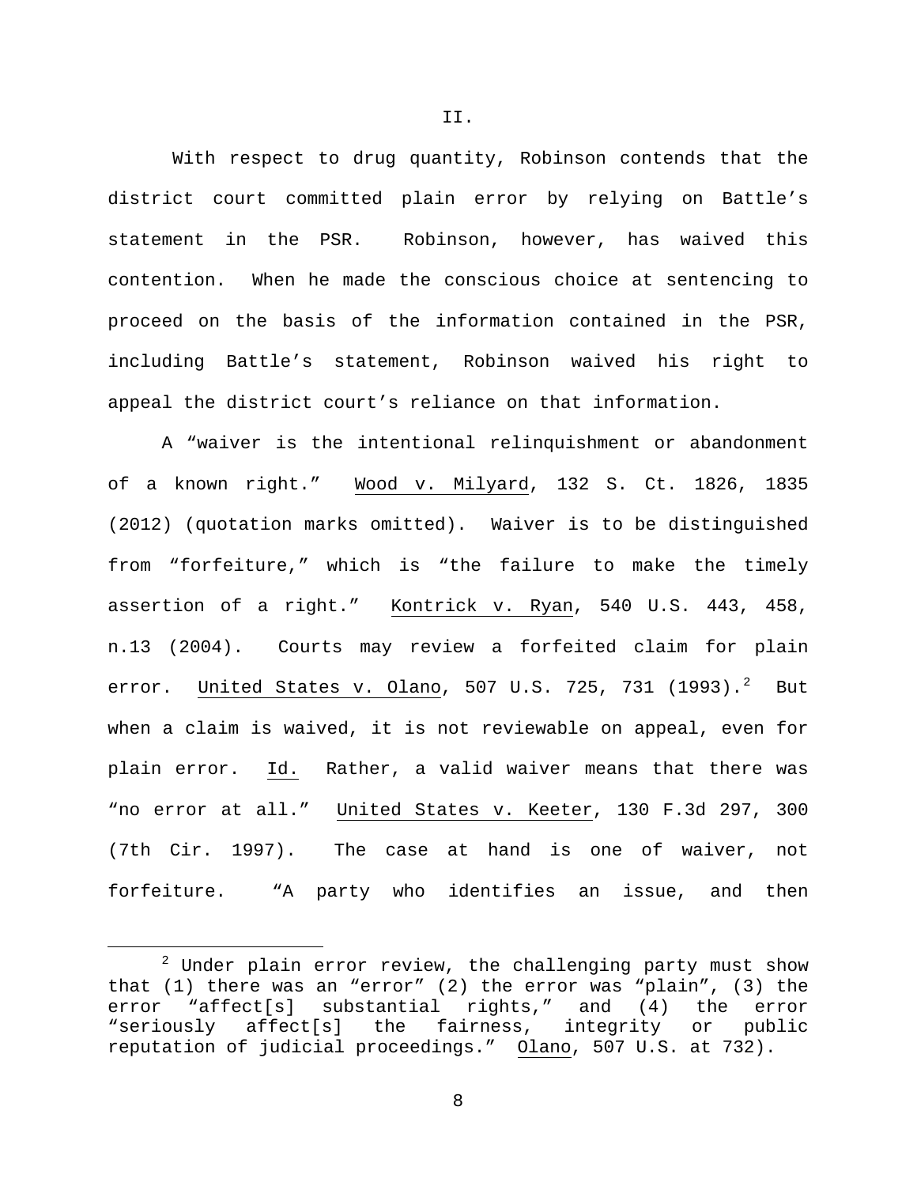II.

With respect to drug quantity, Robinson contends that the district court committed plain error by relying on Battle's statement in the PSR. Robinson, however, has waived this contention. When he made the conscious choice at sentencing to proceed on the basis of the information contained in the PSR, including Battle's statement, Robinson waived his right to appeal the district court's reliance on that information.

A "waiver is the intentional relinquishment or abandonment of a known right." Wood v. Milyard, 132 S. Ct. 1826, 1835 (2012) (quotation marks omitted). Waiver is to be distinguished from "forfeiture," which is "the failure to make the timely assertion of a right." Kontrick v. Ryan, 540 U.S. 443, 458, n.13 (2004). Courts may review a forfeited claim for plain error. United States v. Olano, 507 U.S. 725, 731 (1993).[2] But when a claim is waived, it is not reviewable on appeal, even for plain error. Id. Rather, a valid waiver means that there was "no error at all." United States v. Keeter, 130 F.3d 297, 300 (7th Cir. 1997). The case at hand is one of waiver, not forfeiture. "A party who identifies an issue, and then

[2] Under plain error review, the challenging party must show that (1) there was an "error" (2) the error was "plain", (3) the error "affect[s] substantial rights," and (4) the error "seriously affect[s] the fairness, integrity or public reputation of judicial proceedings." Olano, 507 U.S. at 732).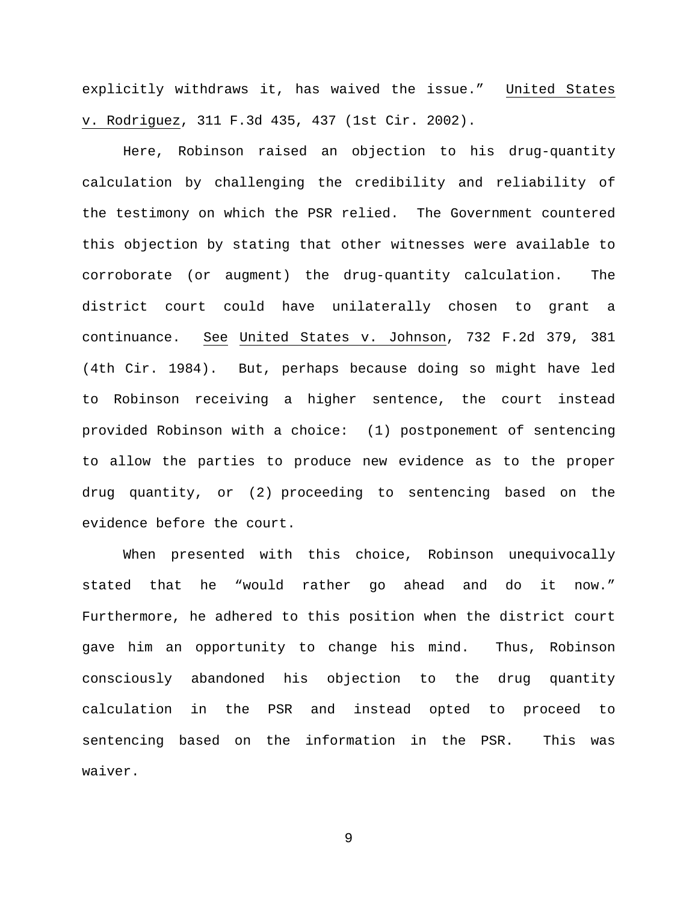explicitly withdraws it, has waived the issue." United States v. Rodriguez, 311 F.3d 435, 437 (1st Cir. 2002).

Here, Robinson raised an objection to his drug-quantity calculation by challenging the credibility and reliability of the testimony on which the PSR relied. The Government countered this objection by stating that other witnesses were available to corroborate (or augment) the drug-quantity calculation. The district court could have unilaterally chosen to grant a continuance. See United States v. Johnson, 732 F.2d 379, 381 (4th Cir. 1984). But, perhaps because doing so might have led to Robinson receiving a higher sentence, the court instead provided Robinson with a choice: (1) postponement of sentencing to allow the parties to produce new evidence as to the proper drug quantity, or (2) proceeding to sentencing based on the evidence before the court.

When presented with this choice, Robinson unequivocally stated that he "would rather go ahead and do it now." Furthermore, he adhered to this position when the district court gave him an opportunity to change his mind. Thus, Robinson consciously abandoned his objection to the drug quantity calculation in the PSR and instead opted to proceed to sentencing based on the information in the PSR. This was waiver.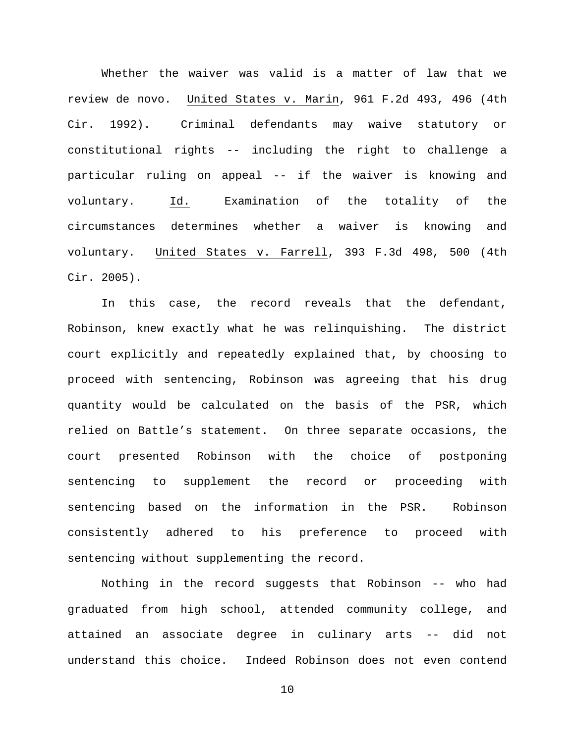Whether the waiver was valid is a matter of law that we review de novo. United States v. Marin, 961 F.2d 493, 496 (4th Cir. 1992). Criminal defendants may waive statutory or constitutional rights -- including the right to challenge a particular ruling on appeal -- if the waiver is knowing and voluntary. Id. Examination of the totality of the circumstances determines whether a waiver is knowing and voluntary. United States v. Farrell, 393 F.3d 498, 500 (4th Cir. 2005).

In this case, the record reveals that the defendant, Robinson, knew exactly what he was relinquishing. The district court explicitly and repeatedly explained that, by choosing to proceed with sentencing, Robinson was agreeing that his drug quantity would be calculated on the basis of the PSR, which relied on Battle's statement. On three separate occasions, the court presented Robinson with the choice of postponing sentencing to supplement the record or proceeding with sentencing based on the information in the PSR. Robinson consistently adhered to his preference to proceed with sentencing without supplementing the record.

Nothing in the record suggests that Robinson -- who had graduated from high school, attended community college, and attained an associate degree in culinary arts -- did not understand this choice. Indeed Robinson does not even contend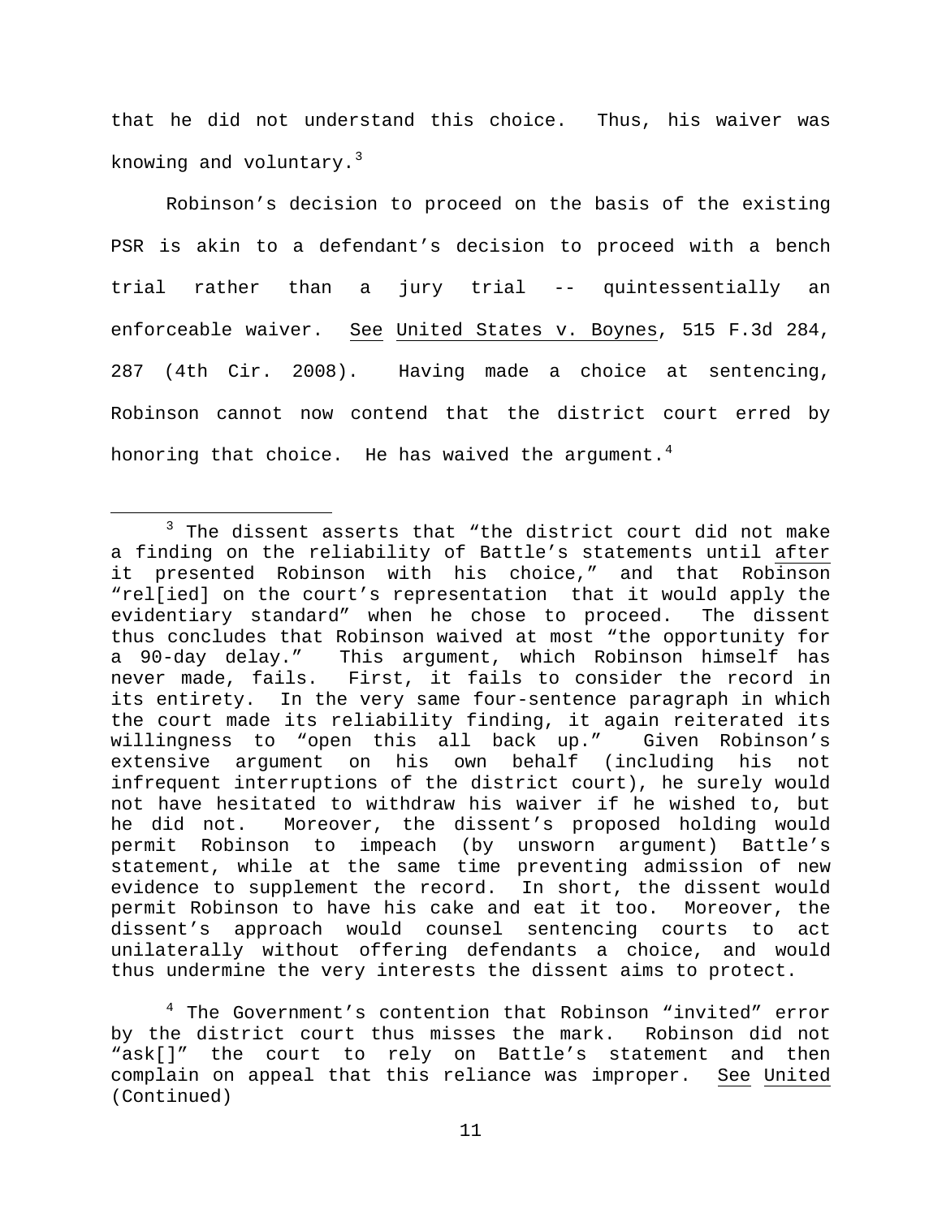that he did not understand this choice. Thus, his waiver was knowing and voluntary.[3]

Robinson's decision to proceed on the basis of the existing PSR is akin to a defendant's decision to proceed with a bench trial rather than a jury trial -- quintessentially an enforceable waiver. See United States v. Boynes, 515 F.3d 284, 287 (4th Cir. 2008). Having made a choice at sentencing, Robinson cannot now contend that the district court erred by honoring that choice. He has waived the argument.[4]

---

[3] The dissent asserts that "the district court did not make a finding on the reliability of Battle's statements until after it presented Robinson with his choice," and that Robinson "rel[ied] on the court's representation that it would apply the evidentiary standard" when he chose to proceed. The dissent thus concludes that Robinson waived at most "the opportunity for a 90-day delay." This argument, which Robinson himself has never made, fails. First, it fails to consider the record in its entirety. In the very same four-sentence paragraph in which the court made its reliability finding, it again reiterated its willingness to "open this all back up." Given Robinson's extensive argument on his own behalf (including his not infrequent interruptions of the district court), he surely would not have hesitated to withdraw his waiver if he wished to, but he did not. Moreover, the dissent's proposed holding would permit Robinson to impeach (by unsworn argument) Battle's statement, while at the same time preventing admission of new evidence to supplement the record. In short, the dissent would permit Robinson to have his cake and eat it too. Moreover, the dissent's approach would counsel sentencing courts to act unilaterally without offering defendants a choice, and would thus undermine the very interests the dissent aims to protect.

[4] The Government's contention that Robinson "invited" error by the district court thus misses the mark. Robinson did not "ask[]" the court to rely on Battle's statement and then complain on appeal that this reliance was improper. See United (Continued)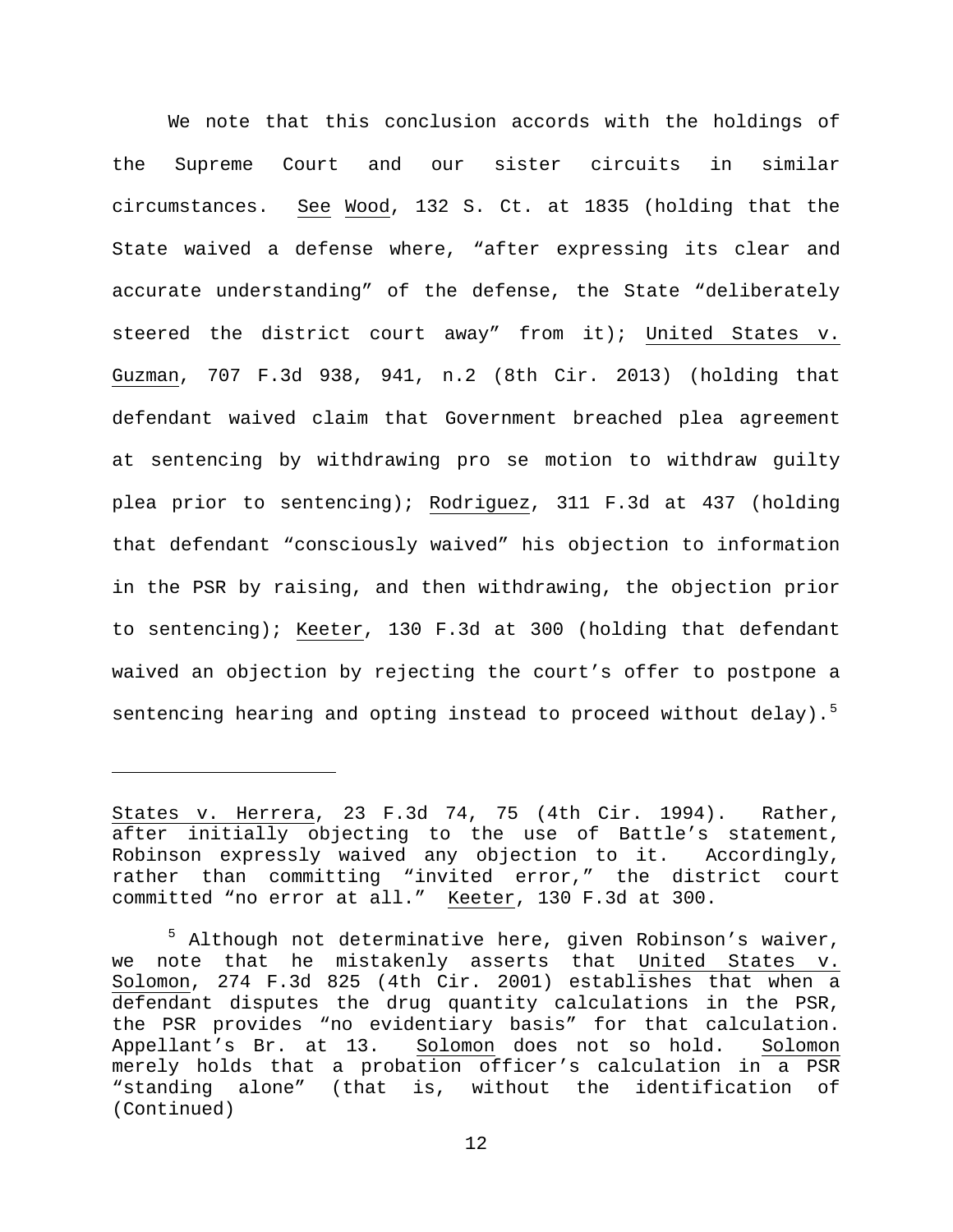We note that this conclusion accords with the holdings of the Supreme Court and our sister circuits in similar circumstances. See Wood, 132 S. Ct. at 1835 (holding that the State waived a defense where, "after expressing its clear and accurate understanding" of the defense, the State "deliberately steered the district court away" from it); United States v. Guzman, 707 F.3d 938, 941, n.2 (8th Cir. 2013) (holding that defendant waived claim that Government breached plea agreement at sentencing by withdrawing pro se motion to withdraw guilty plea prior to sentencing); Rodriguez, 311 F.3d at 437 (holding that defendant "consciously waived" his objection to information in the PSR by raising, and then withdrawing, the objection prior to sentencing); Keeter, 130 F.3d at 300 (holding that defendant waived an objection by rejecting the court's offer to postpone a sentencing hearing and opting instead to proceed without delay).[5]

---

States v. Herrera, 23 F.3d 74, 75 (4th Cir. 1994). Rather, after initially objecting to the use of Battle's statement, Robinson expressly waived any objection to it. Accordingly, rather than committing "invited error," the district court committed "no error at all." Keeter, 130 F.3d at 300.

[5] Although not determinative here, given Robinson's waiver, we note that he mistakenly asserts that United States v. Solomon, 274 F.3d 825 (4th Cir. 2001) establishes that when a defendant disputes the drug quantity calculations in the PSR, the PSR provides "no evidentiary basis" for that calculation. Appellant's Br. at 13. Solomon does not so hold. Solomon merely holds that a probation officer's calculation in a PSR "standing alone" (that is, without the identification of (Continued)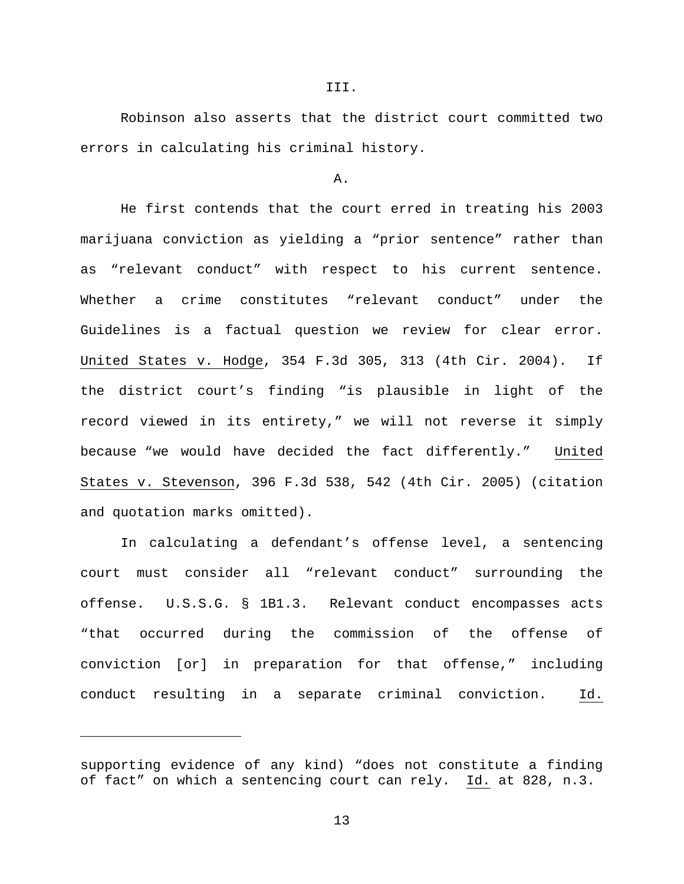III.

Robinson also asserts that the district court committed two errors in calculating his criminal history.

A.

He first contends that the court erred in treating his 2003 marijuana conviction as yielding a "prior sentence" rather than as "relevant conduct" with respect to his current sentence. Whether a crime constitutes "relevant conduct" under the Guidelines is a factual question we review for clear error. United States v. Hodge, 354 F.3d 305, 313 (4th Cir. 2004). If the district court's finding "is plausible in light of the record viewed in its entirety," we will not reverse it simply because "we would have decided the fact differently." United States v. Stevenson, 396 F.3d 538, 542 (4th Cir. 2005) (citation and quotation marks omitted).

In calculating a defendant's offense level, a sentencing court must consider all "relevant conduct" surrounding the offense. U.S.S.G. § 1B1.3. Relevant conduct encompasses acts "that occurred during the commission of the offense of conviction [or] in preparation for that offense," including conduct resulting in a separate criminal conviction. Id.

---

supporting evidence of any kind) "does not constitute a finding of fact" on which a sentencing court can rely. Id. at 828, n.3.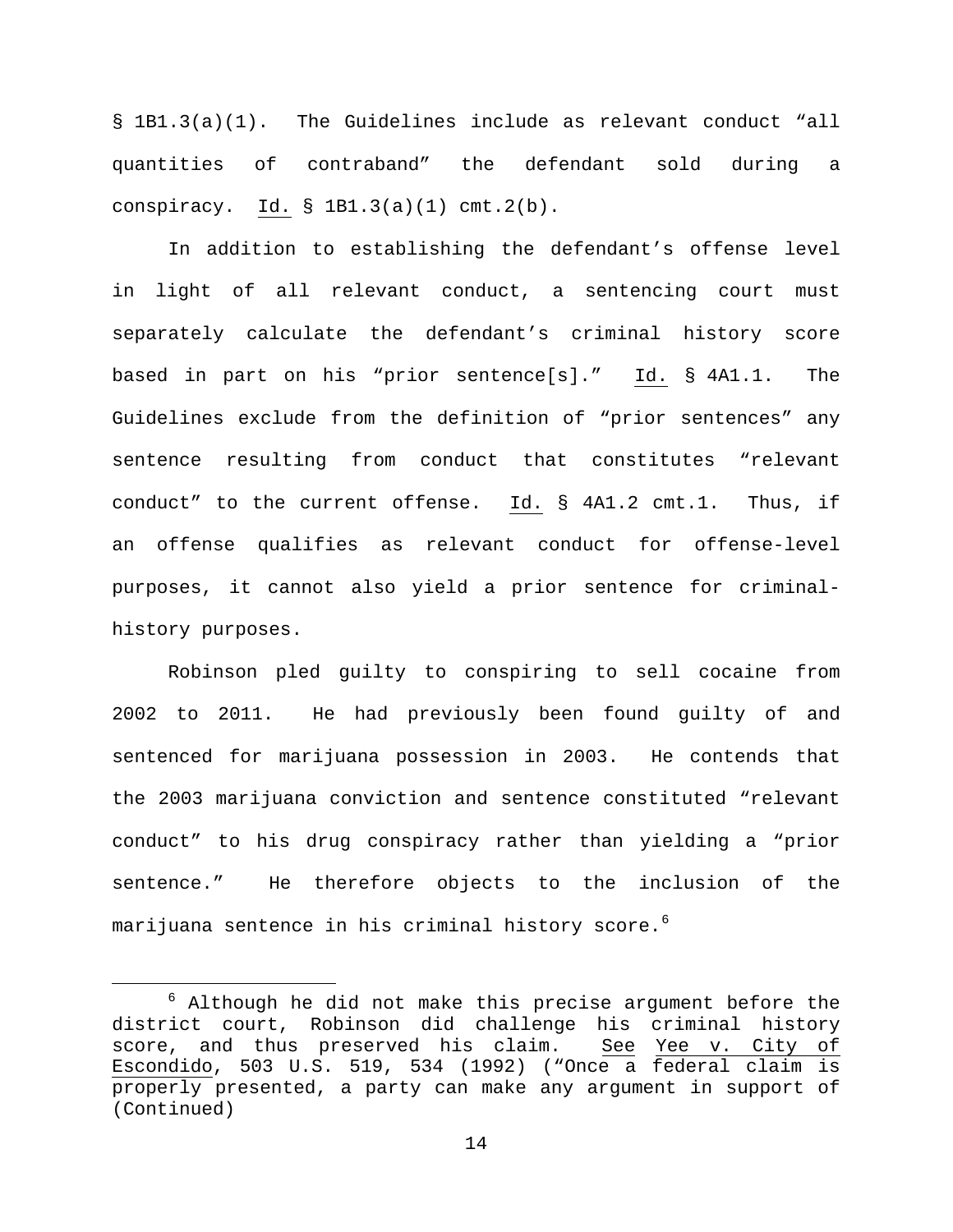§ 1B1.3(a)(1). The Guidelines include as relevant conduct "all quantities of contraband" the defendant sold during a conspiracy. Id. § 1B1.3(a)(1) cmt.2(b).

In addition to establishing the defendant's offense level in light of all relevant conduct, a sentencing court must separately calculate the defendant's criminal history score based in part on his "prior sentence[s]." Id. § 4A1.1. The Guidelines exclude from the definition of "prior sentences" any sentence resulting from conduct that constitutes "relevant conduct" to the current offense. Id. § 4A1.2 cmt.1. Thus, if an offense qualifies as relevant conduct for offense-level purposes, it cannot also yield a prior sentence for criminal-history purposes.

Robinson pled guilty to conspiring to sell cocaine from 2002 to 2011. He had previously been found guilty of and sentenced for marijuana possession in 2003. He contends that the 2003 marijuana conviction and sentence constituted "relevant conduct" to his drug conspiracy rather than yielding a "prior sentence." He therefore objects to the inclusion of the marijuana sentence in his criminal history score.[6]

---

[6] Although he did not make this precise argument before the district court, Robinson did challenge his criminal history score, and thus preserved his claim. See Yee v. City of Escondido, 503 U.S. 519, 534 (1992) ("Once a federal claim is properly presented, a party can make any argument in support of (Continued)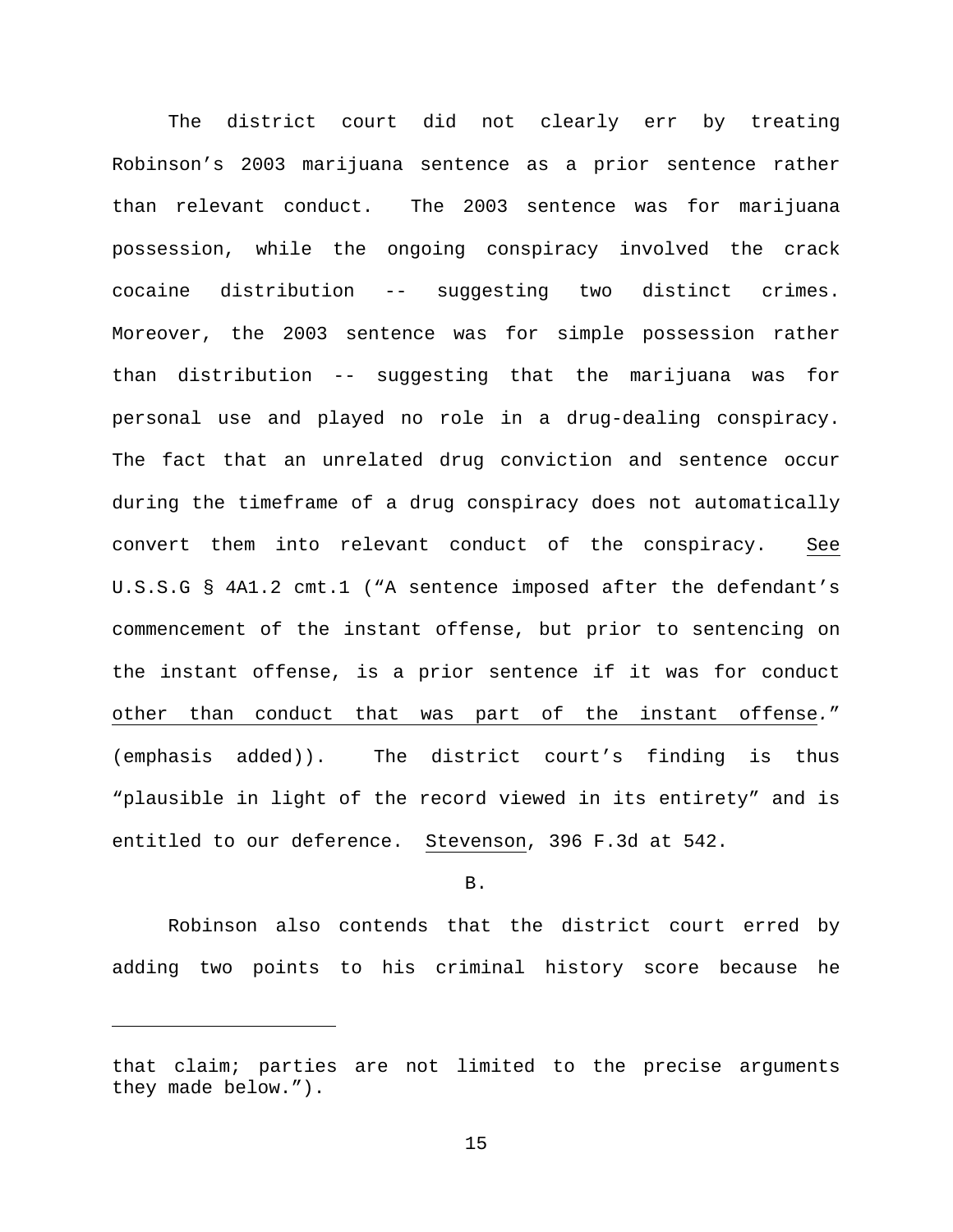The district court did not clearly err by treating Robinson's 2003 marijuana sentence as a prior sentence rather than relevant conduct. The 2003 sentence was for marijuana possession, while the ongoing conspiracy involved the crack cocaine distribution -- suggesting two distinct crimes. Moreover, the 2003 sentence was for simple possession rather than distribution -- suggesting that the marijuana was for personal use and played no role in a drug-dealing conspiracy. The fact that an unrelated drug conviction and sentence occur during the timeframe of a drug conspiracy does not automatically convert them into relevant conduct of the conspiracy. See U.S.S.G § 4A1.2 cmt.1 ("A sentence imposed after the defendant's commencement of the instant offense, but prior to sentencing on the instant offense, is a prior sentence if it was for conduct other than conduct that was part of the instant offense." (emphasis added)). The district court's finding is thus "plausible in light of the record viewed in its entirety" and is entitled to our deference. Stevenson, 396 F.3d at 542.

B.

Robinson also contends that the district court erred by adding two points to his criminal history score because he

---

that claim; parties are not limited to the precise arguments they made below.").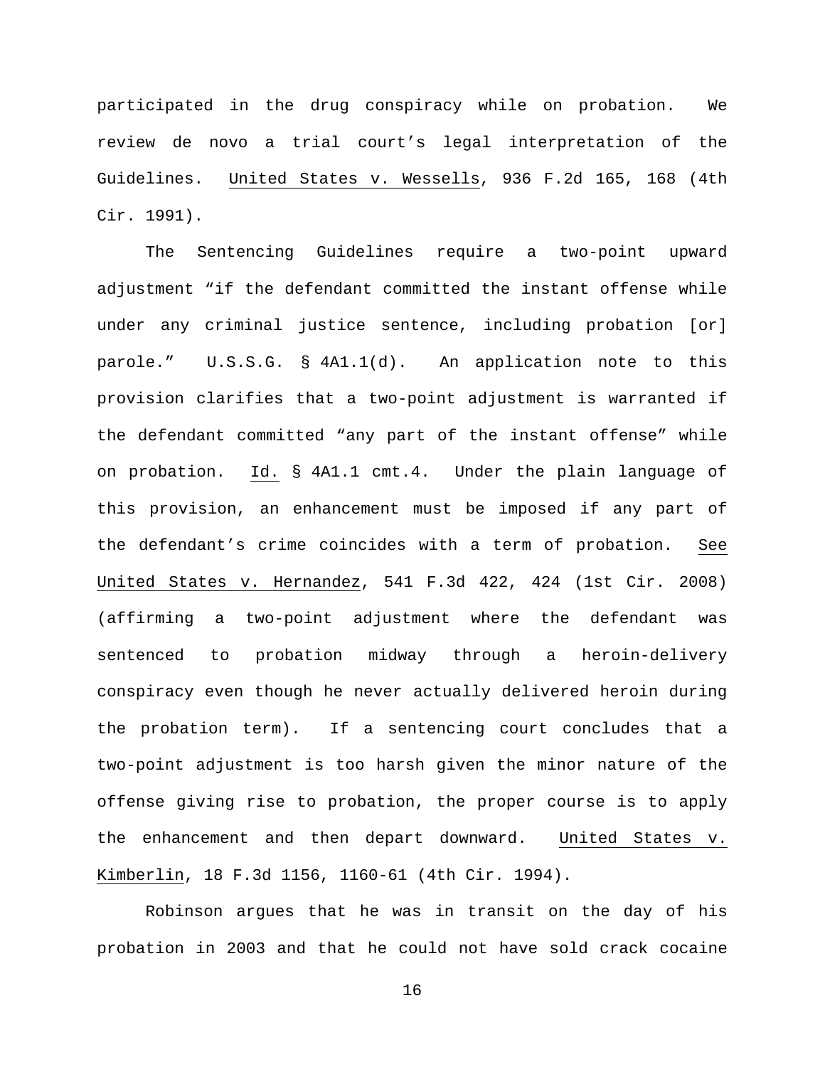participated in the drug conspiracy while on probation. We review de novo a trial court's legal interpretation of the Guidelines. United States v. Wessells, 936 F.2d 165, 168 (4th Cir. 1991).

The Sentencing Guidelines require a two-point upward adjustment "if the defendant committed the instant offense while under any criminal justice sentence, including probation [or] parole." U.S.S.G. § 4A1.1(d). An application note to this provision clarifies that a two-point adjustment is warranted if the defendant committed "any part of the instant offense" while on probation. Id. § 4A1.1 cmt.4. Under the plain language of this provision, an enhancement must be imposed if any part of the defendant's crime coincides with a term of probation. See United States v. Hernandez, 541 F.3d 422, 424 (1st Cir. 2008) (affirming a two-point adjustment where the defendant was sentenced to probation midway through a heroin-delivery conspiracy even though he never actually delivered heroin during the probation term). If a sentencing court concludes that a two-point adjustment is too harsh given the minor nature of the offense giving rise to probation, the proper course is to apply the enhancement and then depart downward. United States v. Kimberlin, 18 F.3d 1156, 1160-61 (4th Cir. 1994).

Robinson argues that he was in transit on the day of his probation in 2003 and that he could not have sold crack cocaine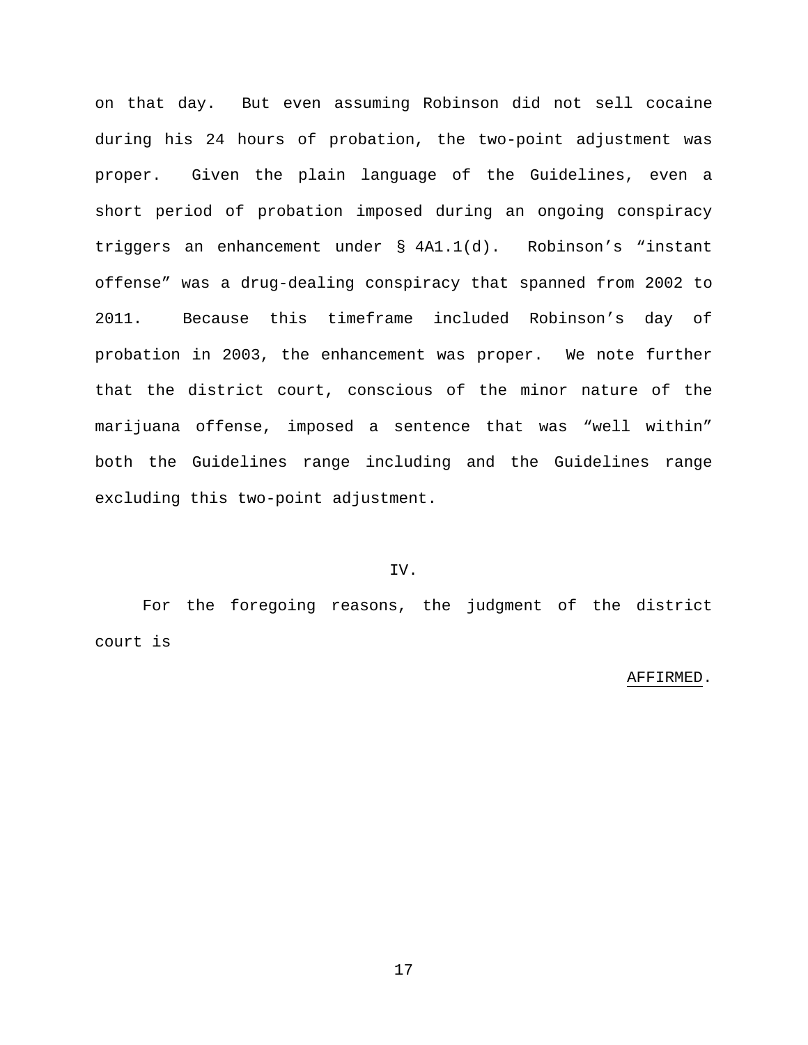on that day. But even assuming Robinson did not sell cocaine during his 24 hours of probation, the two-point adjustment was proper. Given the plain language of the Guidelines, even a short period of probation imposed during an ongoing conspiracy triggers an enhancement under § 4A1.1(d). Robinson's "instant offense" was a drug-dealing conspiracy that spanned from 2002 to 2011. Because this timeframe included Robinson's day of probation in 2003, the enhancement was proper. We note further that the district court, conscious of the minor nature of the marijuana offense, imposed a sentence that was "well within" both the Guidelines range including and the Guidelines range excluding this two-point adjustment.

## IV.

For the foregoing reasons, the judgment of the district court is

AFFIRMED.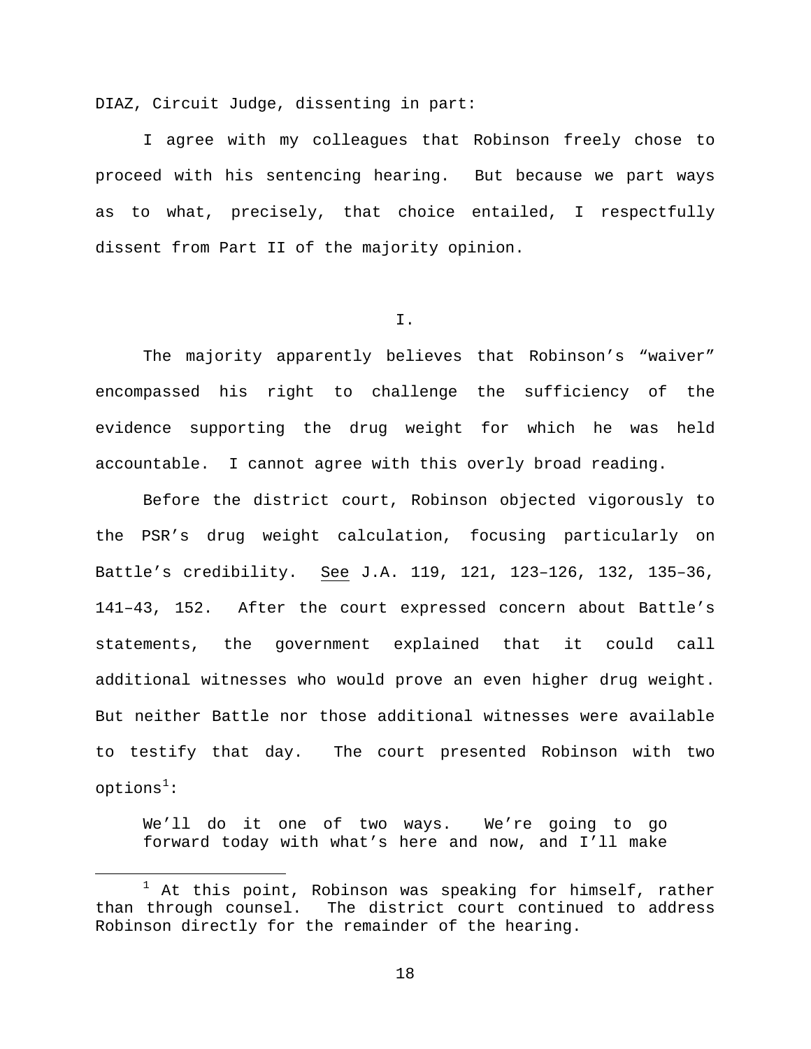DIAZ, Circuit Judge, dissenting in part:

I agree with my colleagues that Robinson freely chose to proceed with his sentencing hearing. But because we part ways as to what, precisely, that choice entailed, I respectfully dissent from Part II of the majority opinion.

## I.

The majority apparently believes that Robinson's "waiver" encompassed his right to challenge the sufficiency of the evidence supporting the drug weight for which he was held accountable. I cannot agree with this overly broad reading.

Before the district court, Robinson objected vigorously to the PSR's drug weight calculation, focusing particularly on Battle's credibility. See J.A. 119, 121, 123–126, 132, 135–36, 141–43, 152. After the court expressed concern about Battle's statements, the government explained that it could call additional witnesses who would prove an even higher drug weight. But neither Battle nor those additional witnesses were available to testify that day. The court presented Robinson with two options[1]:

> We'll do it one of two ways. We're going to go forward today with what's here and now, and I'll make

[1] At this point, Robinson was speaking for himself, rather than through counsel. The district court continued to address Robinson directly for the remainder of the hearing.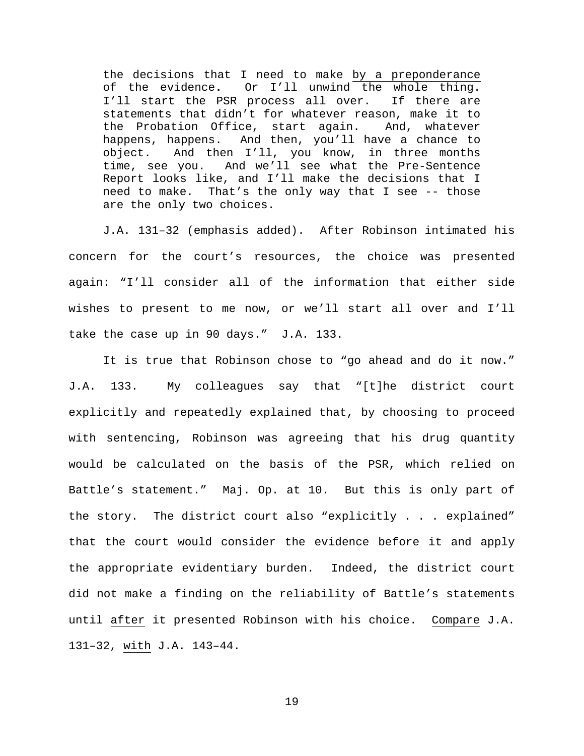> the decisions that I need to make <u>by a preponderance of the evidence</u>. Or I'll unwind the whole thing. I'll start the PSR process all over. If there are statements that didn't for whatever reason, make it to the Probation Office, start again. And, whatever happens, happens. And then, you'll have a chance to object. And then I'll, you know, in three months time, see you. And we'll see what the Pre-Sentence Report looks like, and I'll make the decisions that I need to make. That's the only way that I see -- those are the only two choices.

J.A. 131–32 (emphasis added). After Robinson intimated his concern for the court's resources, the choice was presented again: "I'll consider all of the information that either side wishes to present to me now, or we'll start all over and I'll take the case up in 90 days." J.A. 133.

It is true that Robinson chose to "go ahead and do it now." J.A. 133. My colleagues say that "[t]he district court explicitly and repeatedly explained that, by choosing to proceed with sentencing, Robinson was agreeing that his drug quantity would be calculated on the basis of the PSR, which relied on Battle's statement." Maj. Op. at 10. But this is only part of the story. The district court also "explicitly . . . explained" that the court would consider the evidence before it and apply the appropriate evidentiary burden. Indeed, the district court did not make a finding on the reliability of Battle's statements until <u>after</u> it presented Robinson with his choice. <u>Compare</u> J.A. 131–32, <u>with</u> J.A. 143–44.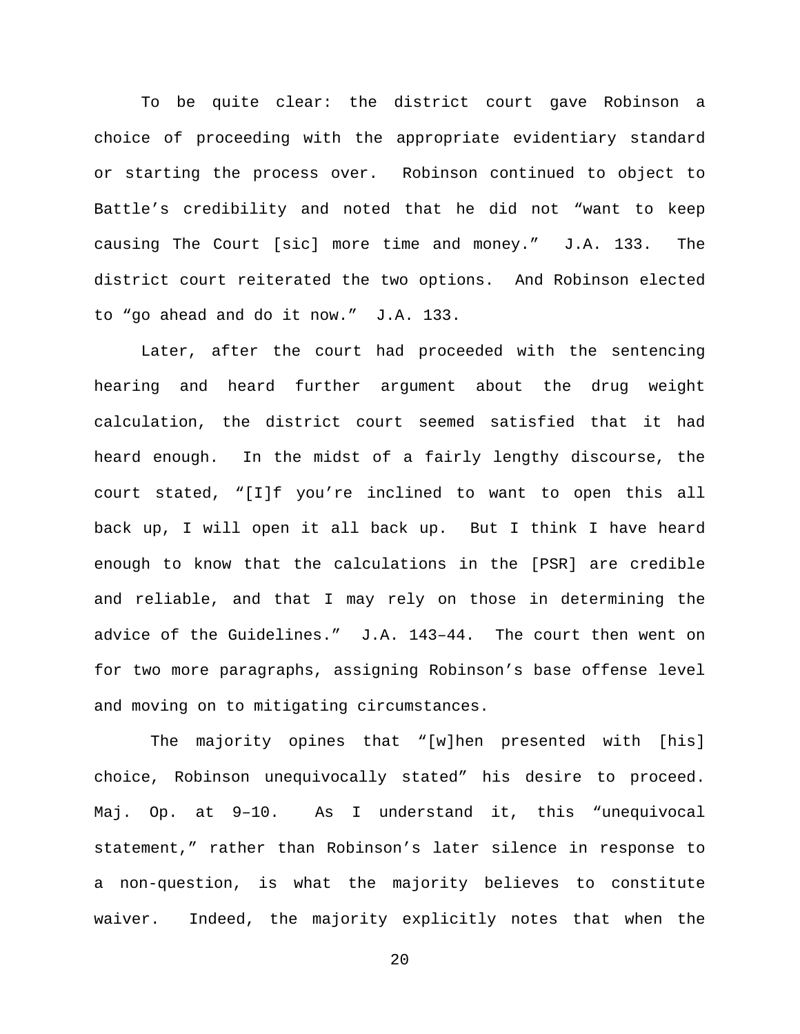To be quite clear: the district court gave Robinson a choice of proceeding with the appropriate evidentiary standard or starting the process over. Robinson continued to object to Battle's credibility and noted that he did not "want to keep causing The Court [sic] more time and money." J.A. 133. The district court reiterated the two options. And Robinson elected to "go ahead and do it now." J.A. 133.

Later, after the court had proceeded with the sentencing hearing and heard further argument about the drug weight calculation, the district court seemed satisfied that it had heard enough. In the midst of a fairly lengthy discourse, the court stated, "[I]f you're inclined to want to open this all back up, I will open it all back up. But I think I have heard enough to know that the calculations in the [PSR] are credible and reliable, and that I may rely on those in determining the advice of the Guidelines." J.A. 143–44. The court then went on for two more paragraphs, assigning Robinson's base offense level and moving on to mitigating circumstances.

The majority opines that "[w]hen presented with [his] choice, Robinson unequivocally stated" his desire to proceed. Maj. Op. at 9–10. As I understand it, this "unequivocal statement," rather than Robinson's later silence in response to a non-question, is what the majority believes to constitute waiver. Indeed, the majority explicitly notes that when the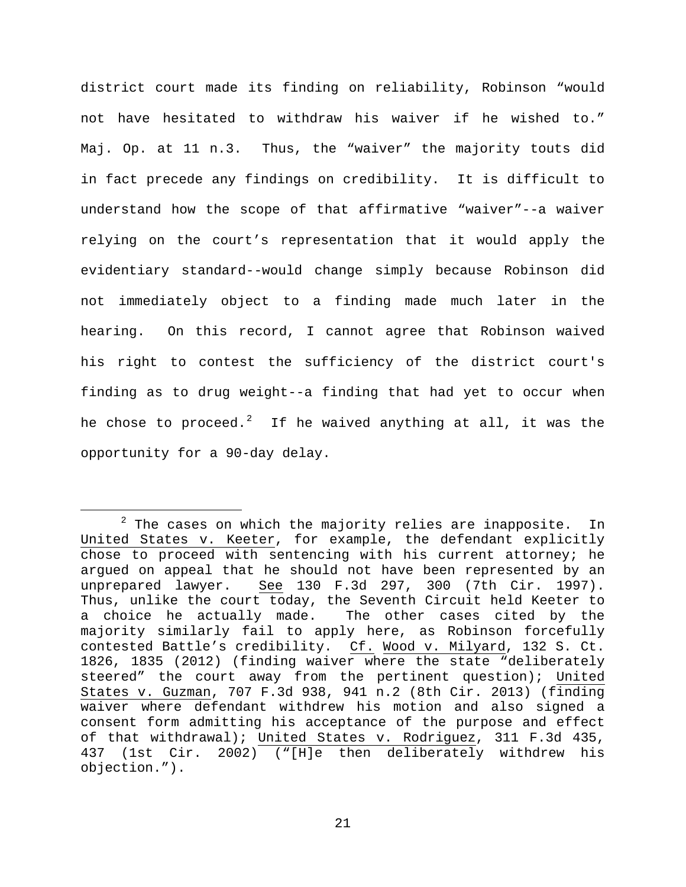district court made its finding on reliability, Robinson "would not have hesitated to withdraw his waiver if he wished to." Maj. Op. at 11 n.3. Thus, the "waiver" the majority touts did in fact precede any findings on credibility. It is difficult to understand how the scope of that affirmative "waiver"--a waiver relying on the court's representation that it would apply the evidentiary standard--would change simply because Robinson did not immediately object to a finding made much later in the hearing. On this record, I cannot agree that Robinson waived his right to contest the sufficiency of the district court's finding as to drug weight--a finding that had yet to occur when he chose to proceed.[2] If he waived anything at all, it was the opportunity for a 90-day delay.

[2] The cases on which the majority relies are inapposite. In United States v. Keeter, for example, the defendant explicitly chose to proceed with sentencing with his current attorney; he argued on appeal that he should not have been represented by an unprepared lawyer. *See* 130 F.3d 297, 300 (7th Cir. 1997). Thus, unlike the court today, the Seventh Circuit held Keeter to a choice he actually made. The other cases cited by the majority similarly fail to apply here, as Robinson forcefully contested Battle's credibility. *Cf.* Wood v. Milyard, 132 S. Ct. 1826, 1835 (2012) (finding waiver where the state "deliberately steered" the court away from the pertinent question); United States v. Guzman, 707 F.3d 938, 941 n.2 (8th Cir. 2013) (finding waiver where defendant withdrew his motion and also signed a consent form admitting his acceptance of the purpose and effect of that withdrawal); United States v. Rodriguez, 311 F.3d 435, 437 (1st Cir. 2002) ("[H]e then deliberately withdrew his objection.").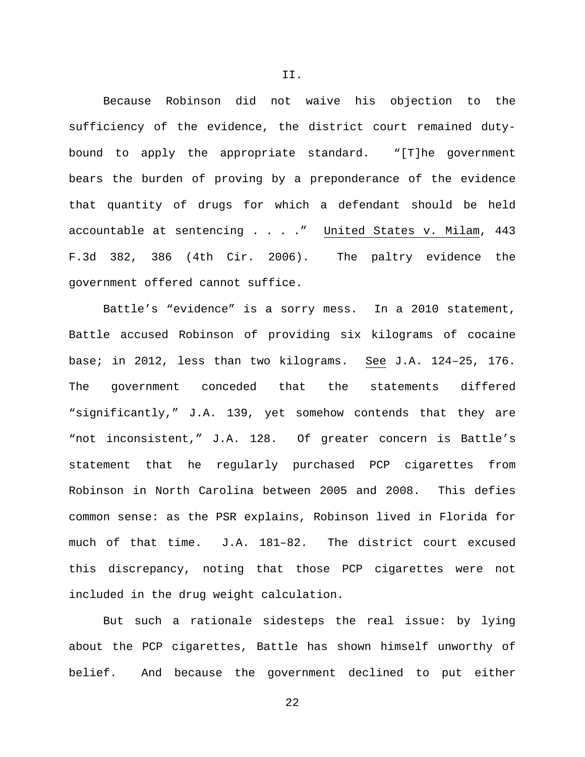II.

Because Robinson did not waive his objection to the sufficiency of the evidence, the district court remained duty-bound to apply the appropriate standard. "[T]he government bears the burden of proving by a preponderance of the evidence that quantity of drugs for which a defendant should be held accountable at sentencing . . . ." United States v. Milam, 443 F.3d 382, 386 (4th Cir. 2006). The paltry evidence the government offered cannot suffice.

Battle's "evidence" is a sorry mess. In a 2010 statement, Battle accused Robinson of providing six kilograms of cocaine base; in 2012, less than two kilograms. See J.A. 124–25, 176. The government conceded that the statements differed "significantly," J.A. 139, yet somehow contends that they are "not inconsistent," J.A. 128. Of greater concern is Battle's statement that he regularly purchased PCP cigarettes from Robinson in North Carolina between 2005 and 2008. This defies common sense: as the PSR explains, Robinson lived in Florida for much of that time. J.A. 181–82. The district court excused this discrepancy, noting that those PCP cigarettes were not included in the drug weight calculation.

But such a rationale sidesteps the real issue: by lying about the PCP cigarettes, Battle has shown himself unworthy of belief. And because the government declined to put either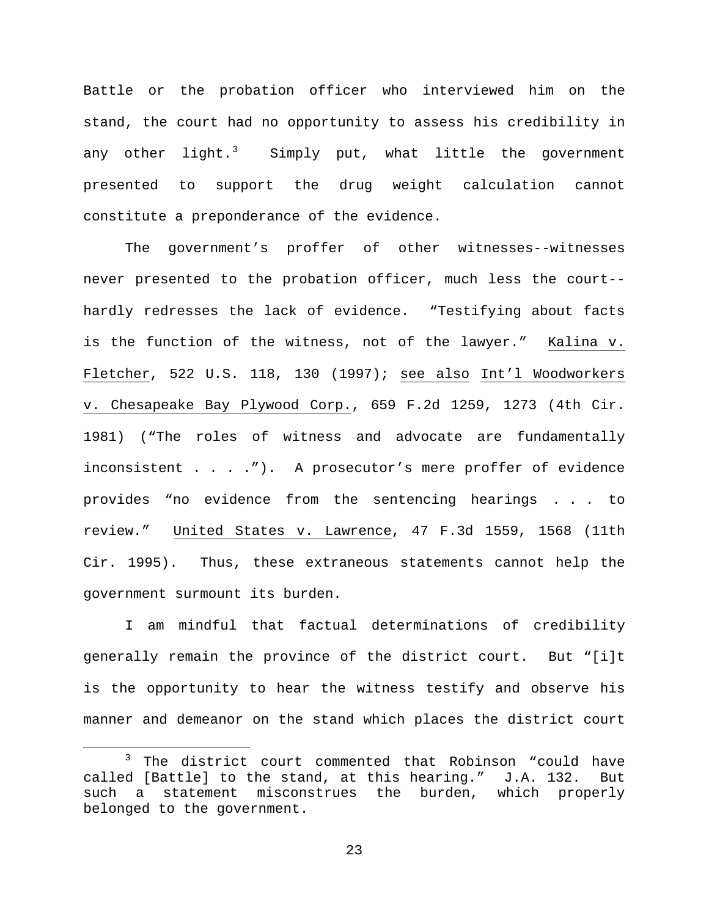Battle or the probation officer who interviewed him on the stand, the court had no opportunity to assess his credibility in any other light.[3] Simply put, what little the government presented to support the drug weight calculation cannot constitute a preponderance of the evidence.

The government's proffer of other witnesses--witnesses never presented to the probation officer, much less the court--hardly redresses the lack of evidence. "Testifying about facts is the function of the witness, not of the lawyer." Kalina v. Fletcher, 522 U.S. 118, 130 (1997); see also Int'l Woodworkers v. Chesapeake Bay Plywood Corp., 659 F.2d 1259, 1273 (4th Cir. 1981) ("The roles of witness and advocate are fundamentally inconsistent . . . ."). A prosecutor's mere proffer of evidence provides "no evidence from the sentencing hearings . . . to review." United States v. Lawrence, 47 F.3d 1559, 1568 (11th Cir. 1995). Thus, these extraneous statements cannot help the government surmount its burden.

I am mindful that factual determinations of credibility generally remain the province of the district court. But "[i]t is the opportunity to hear the witness testify and observe his manner and demeanor on the stand which places the district court

[3] The district court commented that Robinson "could have called [Battle] to the stand, at this hearing." J.A. 132. But such a statement misconstrues the burden, which properly belonged to the government.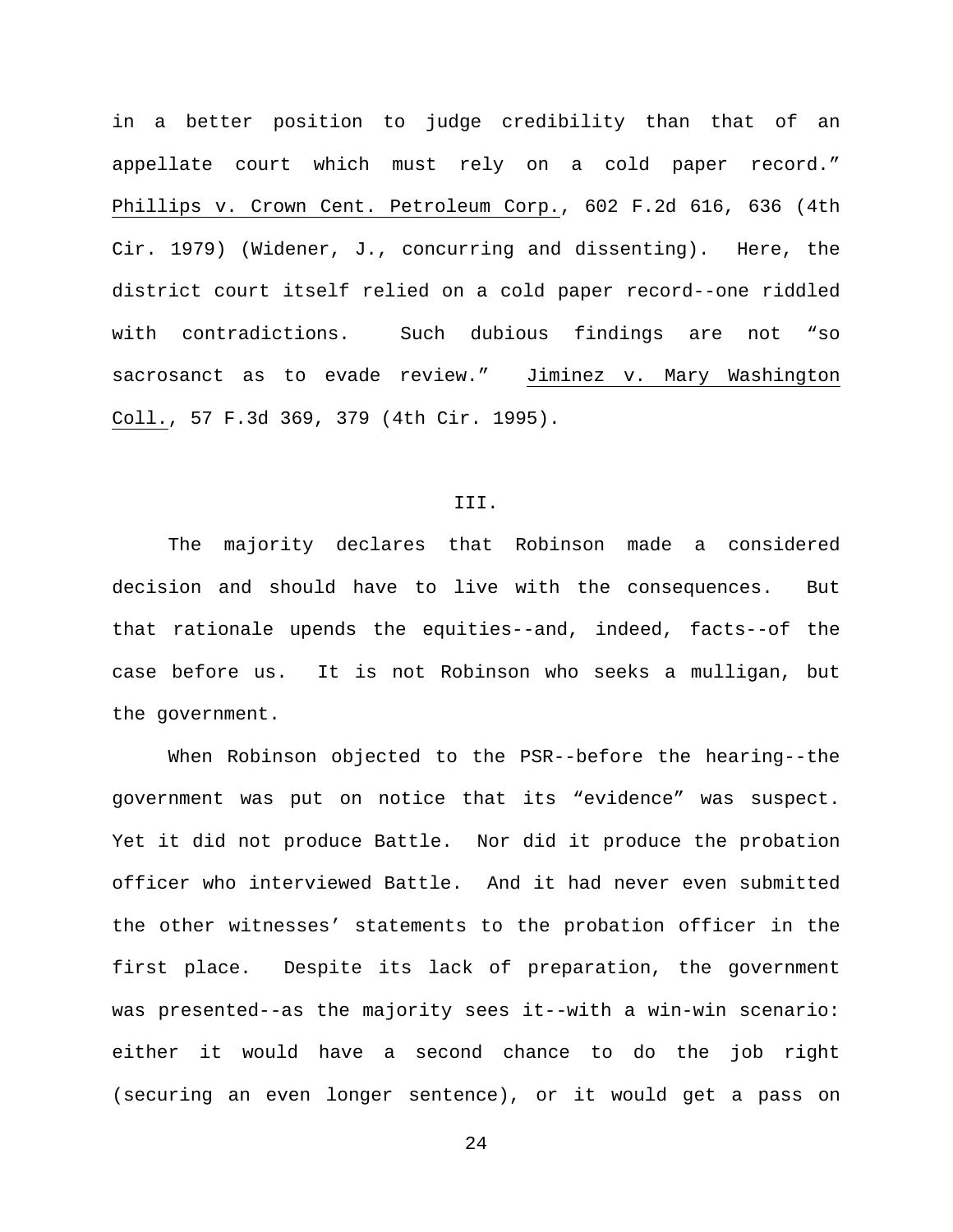in a better position to judge credibility than that of an appellate court which must rely on a cold paper record." Phillips v. Crown Cent. Petroleum Corp., 602 F.2d 616, 636 (4th Cir. 1979) (Widener, J., concurring and dissenting). Here, the district court itself relied on a cold paper record--one riddled with contradictions. Such dubious findings are not "so sacrosanct as to evade review." Jiminez v. Mary Washington Coll., 57 F.3d 369, 379 (4th Cir. 1995).

III.

The majority declares that Robinson made a considered decision and should have to live with the consequences. But that rationale upends the equities--and, indeed, facts--of the case before us. It is not Robinson who seeks a mulligan, but the government.

When Robinson objected to the PSR--before the hearing--the government was put on notice that its "evidence" was suspect. Yet it did not produce Battle. Nor did it produce the probation officer who interviewed Battle. And it had never even submitted the other witnesses' statements to the probation officer in the first place. Despite its lack of preparation, the government was presented--as the majority sees it--with a win-win scenario: either it would have a second chance to do the job right (securing an even longer sentence), or it would get a pass on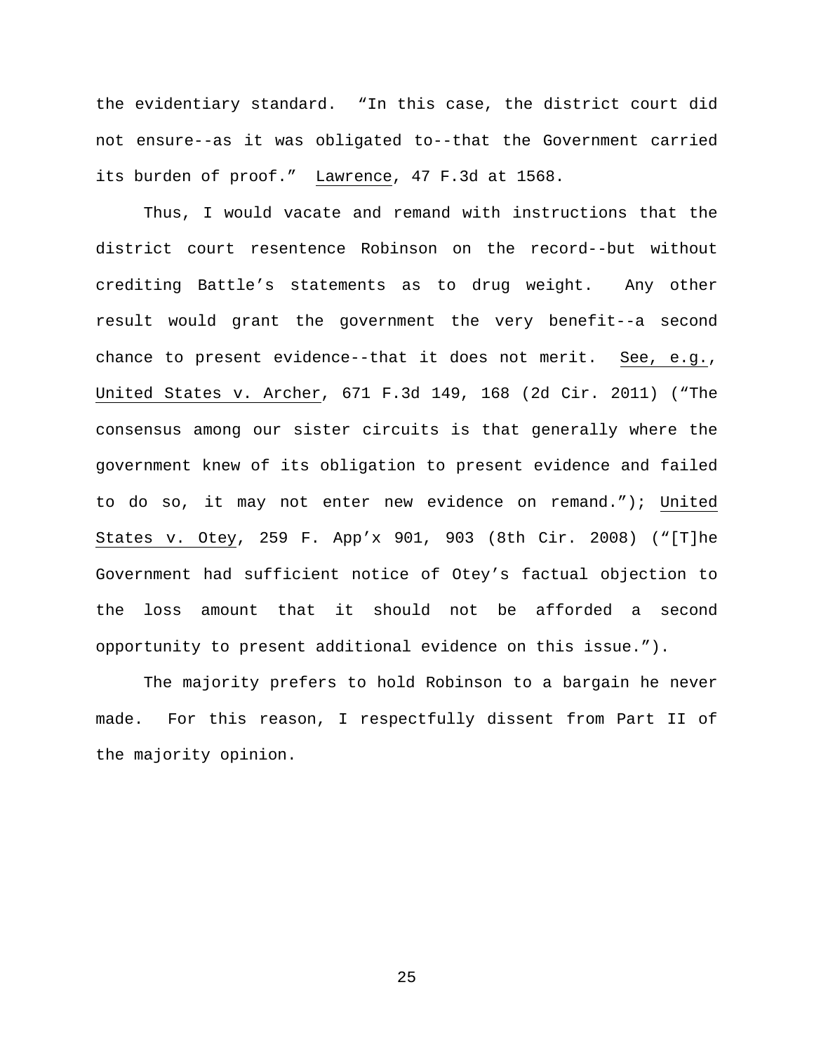the evidentiary standard. "In this case, the district court did not ensure--as it was obligated to--that the Government carried its burden of proof." Lawrence, 47 F.3d at 1568.

Thus, I would vacate and remand with instructions that the district court resentence Robinson on the record--but without crediting Battle's statements as to drug weight. Any other result would grant the government the very benefit--a second chance to present evidence--that it does not merit. See, e.g., United States v. Archer, 671 F.3d 149, 168 (2d Cir. 2011) ("The consensus among our sister circuits is that generally where the government knew of its obligation to present evidence and failed to do so, it may not enter new evidence on remand."); United States v. Otey, 259 F. App'x 901, 903 (8th Cir. 2008) ("[T]he Government had sufficient notice of Otey's factual objection to the loss amount that it should not be afforded a second opportunity to present additional evidence on this issue.").

The majority prefers to hold Robinson to a bargain he never made. For this reason, I respectfully dissent from Part II of the majority opinion.